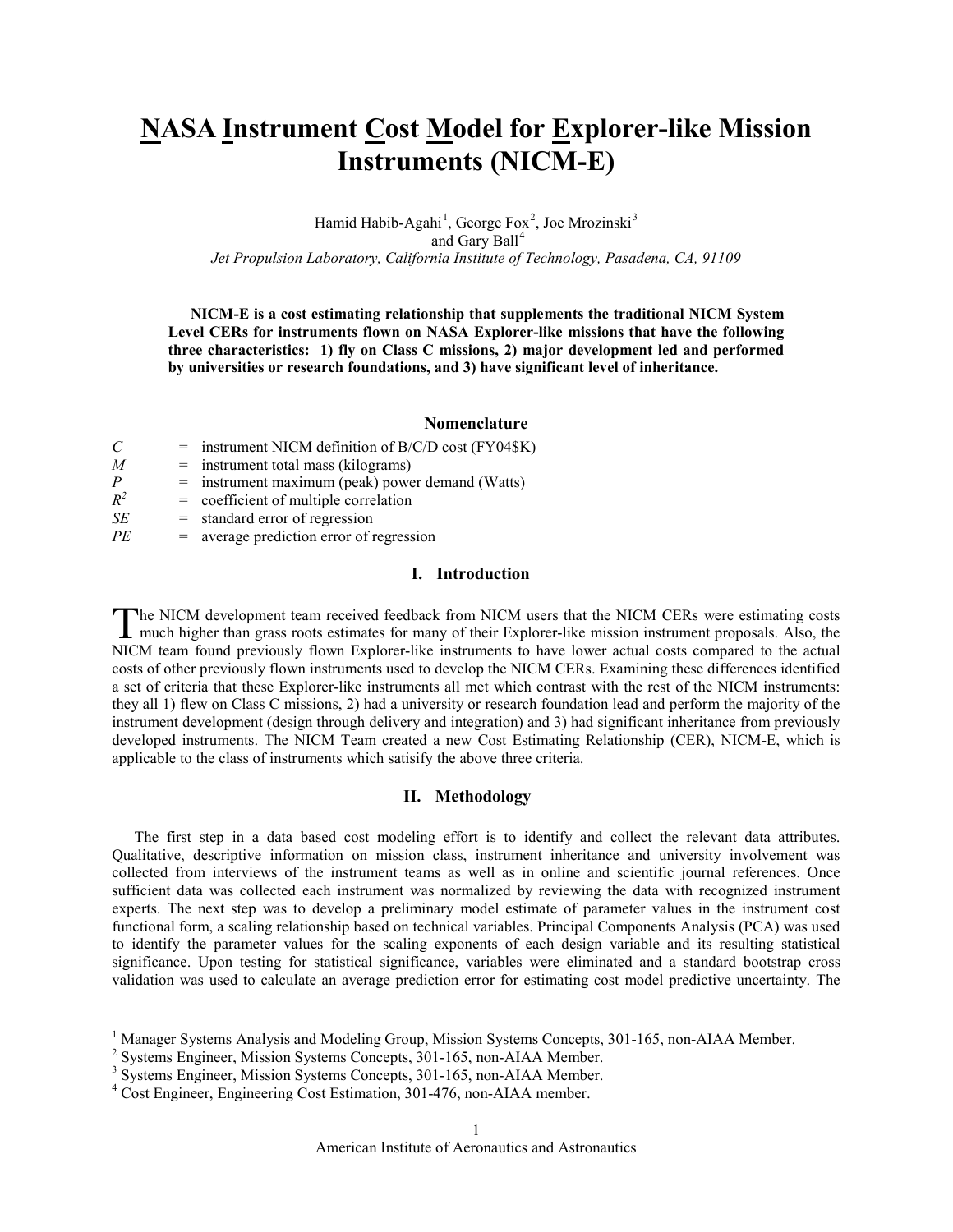# NASA Instrument Cost Model for Explorer-like Mission Instruments (NICM-E)

Hamid Habib-Agahi[1], George Fox[2], Joe Mrozinski[3] and Gary Ball[4]

*Jet Propulsion Laboratory, California Institute of Technology, Pasadena, CA, 91109*

**NICM-E is a cost estimating relationship that supplements the traditional NICM System Level CERs for instruments flown on NASA Explorer-like missions that have the following three characteristics: 1) fly on Class C missions, 2) major development led and performed by universities or research foundations, and 3) have significant level of inheritance.**

## Nomenclature

| | | |
|---|---|---|
| $C$ | = | instrument NICM definition of B/C/D cost (FY04$K) |
| $M$ | = | instrument total mass (kilograms) |
| $P$ | = | instrument maximum (peak) power demand (Watts) |
| $R^2$ | = | coefficient of multiple correlation |
| $SE$ | = | standard error of regression |
| $PE$ | = | average prediction error of regression |

## I. Introduction

The NICM development team received feedback from NICM users that the NICM CERs were estimating costs much higher than grass roots estimates for many of their Explorer-like mission instrument proposals. Also, the NICM team found previously flown Explorer-like instruments to have lower actual costs compared to the actual costs of other previously flown instruments used to develop the NICM CERs. Examining these differences identified a set of criteria that these Explorer-like instruments all met which contrast with the rest of the NICM instruments: they all 1) flew on Class C missions, 2) had a university or research foundation lead and perform the majority of the instrument development (design through delivery and integration) and 3) had significant inheritance from previously developed instruments. The NICM Team created a new Cost Estimating Relationship (CER), NICM-E, which is applicable to the class of instruments which satisify the above three criteria.

## II. Methodology

The first step in a data based cost modeling effort is to identify and collect the relevant data attributes. Qualitative, descriptive information on mission class, instrument inheritance and university involvement was collected from interviews of the instrument teams as well as in online and scientific journal references. Once sufficient data was collected each instrument was normalized by reviewing the data with recognized instrument experts. The next step was to develop a preliminary model estimate of parameter values in the instrument cost functional form, a scaling relationship based on technical variables. Principal Components Analysis (PCA) was used to identify the parameter values for the scaling exponents of each design variable and its resulting statistical significance. Upon testing for statistical significance, variables were eliminated and a standard bootstrap cross validation was used to calculate an average prediction error for estimating cost model predictive uncertainty. The

---

[1] Manager Systems Analysis and Modeling Group, Mission Systems Concepts, 301-165, non-AIAA Member.

[2] Systems Engineer, Mission Systems Concepts, 301-165, non-AIAA Member.

[3] Systems Engineer, Mission Systems Concepts, 301-165, non-AIAA Member.

[4] Cost Engineer, Engineering Cost Estimation, 301-476, non-AIAA member.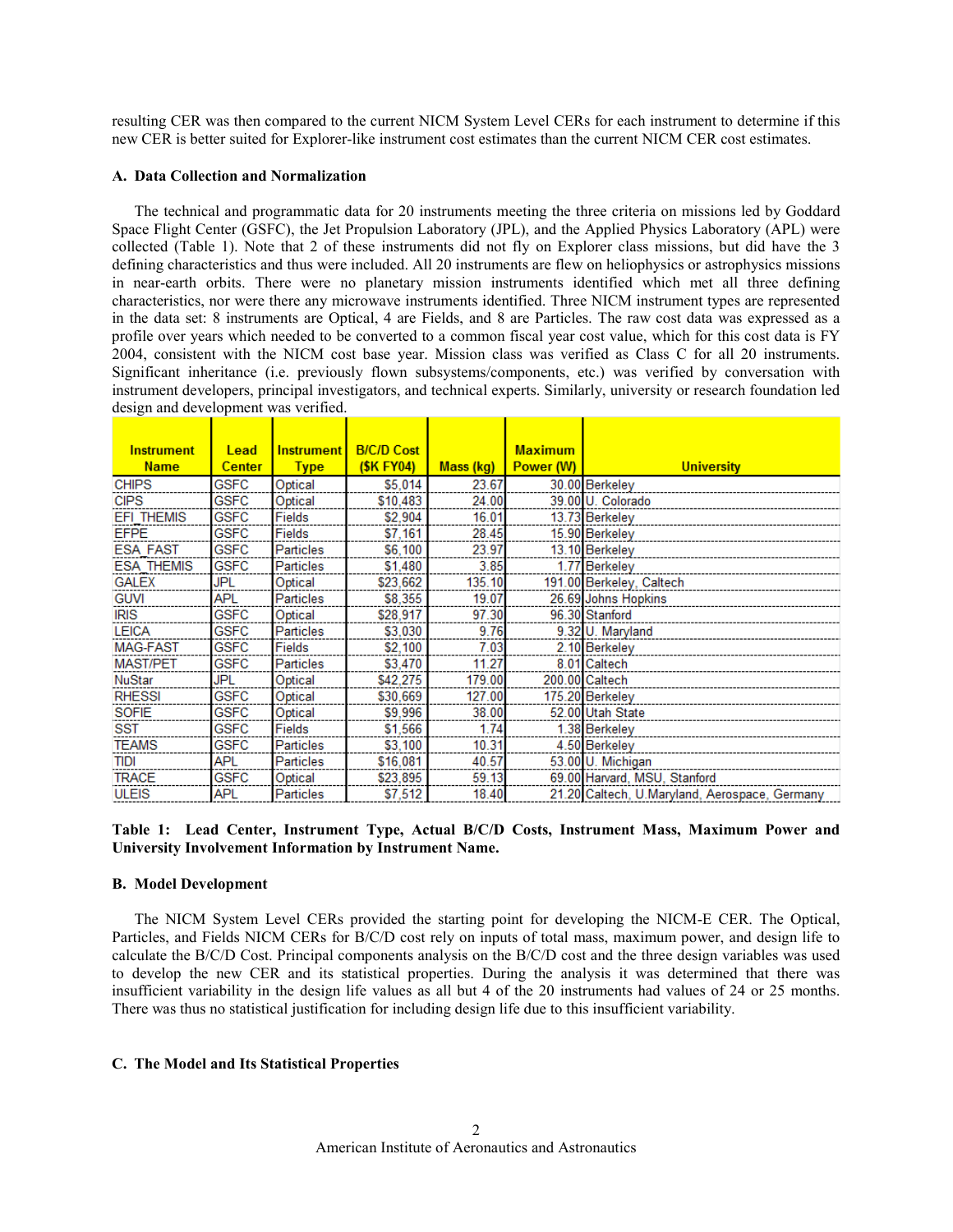resulting CER was then compared to the current NICM System Level CERs for each instrument to determine if this new CER is better suited for Explorer-like instrument cost estimates than the current NICM CER cost estimates.

### A. Data Collection and Normalization

The technical and programmatic data for 20 instruments meeting the three criteria on missions led by Goddard Space Flight Center (GSFC), the Jet Propulsion Laboratory (JPL), and the Applied Physics Laboratory (APL) were collected (Table 1). Note that 2 of these instruments did not fly on Explorer class missions, but did have the 3 defining characteristics and thus were included. All 20 instruments are flew on heliophysics or astrophysics missions in near-earth orbits. There were no planetary mission instruments identified which met all three defining characteristics, nor were there any microwave instruments identified. Three NICM instrument types are represented in the data set: 8 instruments are Optical, 4 are Fields, and 8 are Particles. The raw cost data was expressed as a profile over years which needed to be converted to a common fiscal year cost value, which for this cost data is FY 2004, consistent with the NICM cost base year. Mission class was verified as Class C for all 20 instruments. Significant inheritance (i.e. previously flown subsystems/components, etc.) was verified by conversation with instrument developers, principal investigators, and technical experts. Similarly, university or research foundation led design and development was verified.

| Instrument Name | Lead Center | Instrument Type | B/C/D Cost ($K FY04) | Mass (kg) | Maximum Power (W) | University |
|---|---|---|---|---|---|---|
| CHIPS | GSFC | Optical | $5,014 | 23.67 | 30.00 | Berkeley |
| CIPS | GSFC | Optical | $10,483 | 24.00 | 39.00 | U. Colorado |
| EFI_THEMIS | GSFC | Fields | $2,904 | 16.01 | 13.73 | Berkeley |
| EFPE | GSFC | Fields | $7,161 | 28.45 | 15.90 | Berkeley |
| ESA_FAST | GSFC | Particles | $6,100 | 23.97 | 13.10 | Berkeley |
| ESA_THEMIS | GSFC | Particles | $1,480 | 3.85 | 1.77 | Berkeley |
| GALEX | JPL | Optical | $23,662 | 135.10 | 191.00 | Berkeley, Caltech |
| GUVI | APL | Particles | $8,355 | 19.07 | 26.69 | Johns Hopkins |
| IRIS | GSFC | Optical | $28,917 | 97.30 | 96.30 | Stanford |
| LEICA | GSFC | Particles | $3,030 | 9.76 | 9.32 | U. Maryland |
| MAG-FAST | GSFC | Fields | $2,100 | 7.03 | 2.10 | Berkeley |
| MAST/PET | GSFC | Particles | $3,470 | 11.27 | 8.01 | Caltech |
| NuStar | JPL | Optical | $42,275 | 179.00 | 200.00 | Caltech |
| RHESSI | GSFC | Optical | $30,669 | 127.00 | 175.20 | Berkeley |
| SOFIE | GSFC | Optical | $9,996 | 38.00 | 52.00 | Utah State |
| SST | GSFC | Fields | $1,566 | 1.74 | 1.38 | Berkeley |
| TEAMS | GSFC | Particles | $3,100 | 10.31 | 4.50 | Berkeley |
| TIDI | APL | Particles | $16,081 | 40.57 | 53.00 | U. Michigan |
| TRACE | GSFC | Optical | $23,895 | 59.13 | 69.00 | Harvard, MSU, Stanford |
| ULEIS | APL | Particles | $7,512 | 18.40 | 21.20 | Caltech, U.Maryland, Aerospace, Germany |

**Table 1: Lead Center, Instrument Type, Actual B/C/D Costs, Instrument Mass, Maximum Power and University Involvement Information by Instrument Name.**

### B. Model Development

The NICM System Level CERs provided the starting point for developing the NICM-E CER. The Optical, Particles, and Fields NICM CERs for B/C/D cost rely on inputs of total mass, maximum power, and design life to calculate the B/C/D Cost. Principal components analysis on the B/C/D cost and the three design variables was used to develop the new CER and its statistical properties. During the analysis it was determined that there was insufficient variability in the design life values as all but 4 of the 20 instruments had values of 24 or 25 months. There was thus no statistical justification for including design life due to this insufficient variability.

### C. The Model and Its Statistical Properties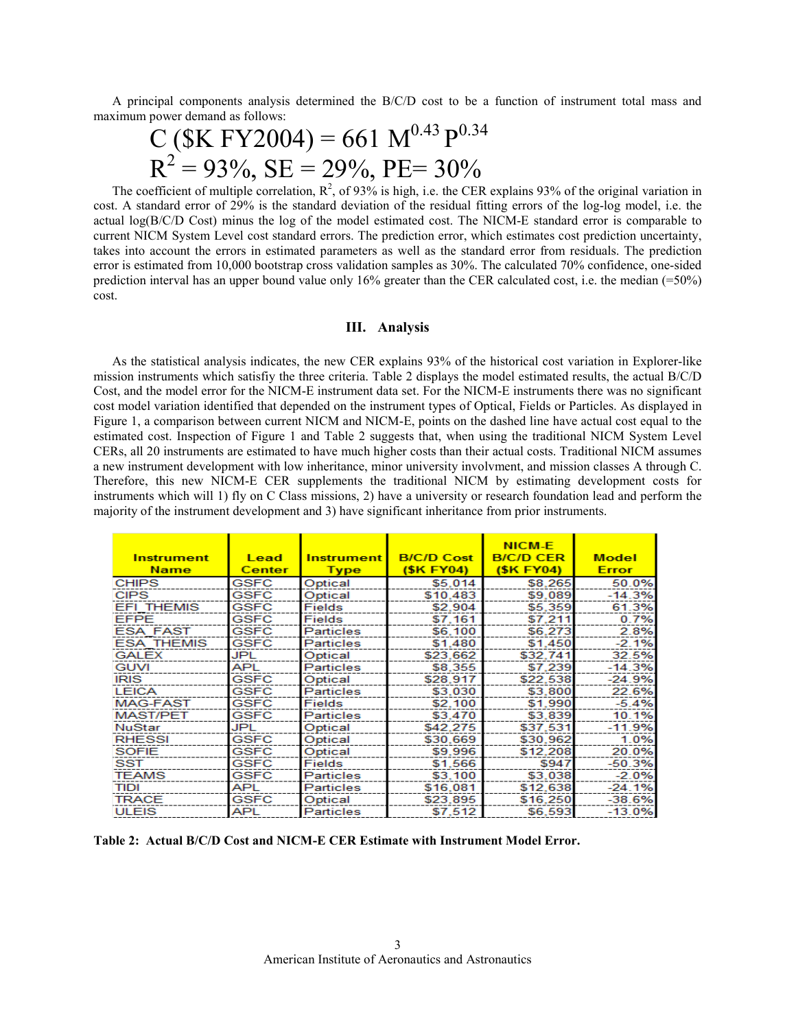A principal components analysis determined the B/C/D cost to be a function of instrument total mass and maximum power demand as follows:

$$C\ (\$K\ FY2004) = 661\ M^{0.43}\ P^{0.34}$$

$$R^2 = 93\%,\ SE = 29\%,\ PE = 30\%$$

The coefficient of multiple correlation, $R^2$, of 93% is high, i.e. the CER explains 93% of the original variation in cost. A standard error of 29% is the standard deviation of the residual fitting errors of the log-log model, i.e. the actual log(B/C/D Cost) minus the log of the model estimated cost. The NICM-E standard error is comparable to current NICM System Level cost standard errors. The prediction error, which estimates cost prediction uncertainty, takes into account the errors in estimated parameters as well as the standard error from residuals. The prediction error is estimated from 10,000 bootstrap cross validation samples as 30%. The calculated 70% confidence, one-sided prediction interval has an upper bound value only 16% greater than the CER calculated cost, i.e. the median (=50%) cost.

## III. Analysis

As the statistical analysis indicates, the new CER explains 93% of the historical cost variation in Explorer-like mission instruments which satisfiy the three criteria. Table 2 displays the model estimated results, the actual B/C/D Cost, and the model error for the NICM-E instrument data set. For the NICM-E instruments there was no significant cost model variation identified that depended on the instrument types of Optical, Fields or Particles. As displayed in Figure 1, a comparison between current NICM and NICM-E, points on the dashed line have actual cost equal to the estimated cost. Inspection of Figure 1 and Table 2 suggests that, when using the traditional NICM System Level CERs, all 20 instruments are estimated to have much higher costs than their actual costs. Traditional NICM assumes a new instrument development with low inheritance, minor university involvment, and mission classes A through C. Therefore, this new NICM-E CER supplements the traditional NICM by estimating development costs for instruments which will 1) fly on C Class missions, 2) have a university or research foundation lead and perform the majority of the instrument development and 3) have significant inheritance from prior instruments.

| Instrument Name | Lead Center | Instrument Type | B/C/D Cost ($K FY04) | NICM-E B/C/D CER ($K FY04) | Model Error |
|---|---|---|---|---|---|
| CHIPS | GSFC | Optical | $5,014 | $8,265 | 50.0% |
| CIPS | GSFC | Optical | $10,483 | $9,089 | -14.3% |
| EFI_THEMIS | GSFC | Fields | $2,904 | $5,359 | 61.3% |
| EFPE | GSFC | Fields | $7,161 | $7,211 | 0.7% |
| ESA_FAST | GSFC | Particles | $6,100 | $6,273 | 2.8% |
| ESA_THEMIS | GSFC | Particles | $1,480 | $1,450 | -2.1% |
| GALEX | JPL | Optical | $23,662 | $32,741 | 32.5% |
| GUVI | APL | Particles | $8,355 | $7,239 | -14.3% |
| IRIS | GSFC | Optical | $28,917 | $22,538 | -24.9% |
| LEICA | GSFC | Particles | $3,030 | $3,800 | 22.6% |
| MAG-FAST | GSFC | Fields | $2,100 | $1,990 | -5.4% |
| MAST/PET | GSFC | Particles | $3,470 | $3,839 | 10.1% |
| NuStar | JPL | Optical | $42,275 | $37,531 | -11.9% |
| RHESSI | GSFC | Optical | $30,669 | $30,962 | 1.0% |
| SOFIE | GSFC | Optical | $9,996 | $12,208 | 20.0% |
| SST | GSFC | Fields | $1,566 | $947 | -50.3% |
| TEAMS | GSFC | Particles | $3,100 | $3,038 | -2.0% |
| TIDI | APL | Particles | $16,081 | $12,638 | -24.1% |
| TRACE | GSFC | Optical | $23,895 | $16,250 | -38.6% |
| ULEIS | APL | Particles | $7,512 | $6,593 | -13.0% |

**Table 2: Actual B/C/D Cost and NICM-E CER Estimate with Instrument Model Error.**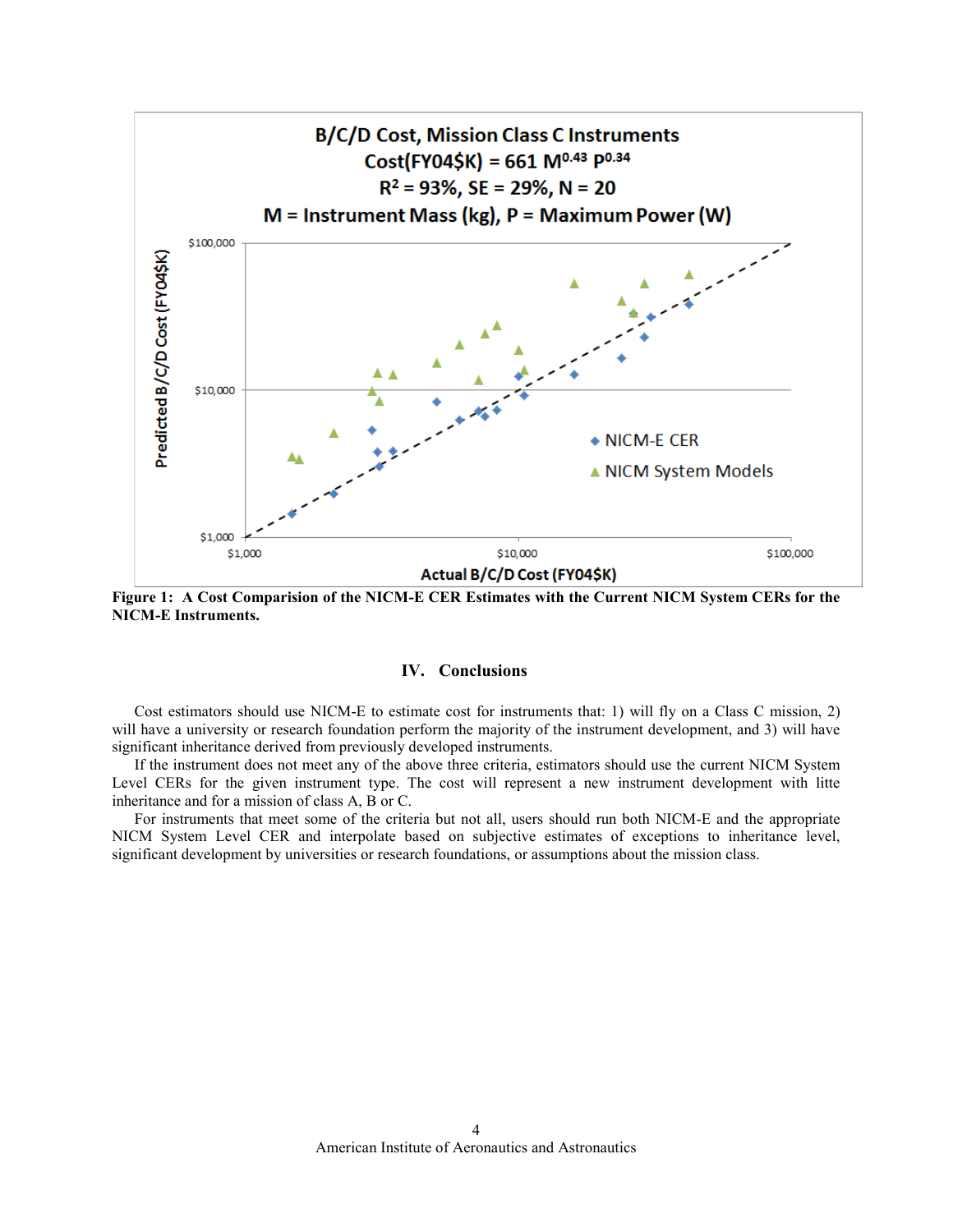**B/C/D Cost, Mission Class C Instruments**

$$\text{Cost(FY04\$K)} = 661\ M^{0.43}\ P^{0.34}$$

$R^2 = 93\%$, SE = 29%, N = 20

M = Instrument Mass (kg), P = Maximum Power (W)

**Figure 1: A Cost Comparision of the NICM-E CER Estimates with the Current NICM System CERs for the NICM-E Instruments.**

## IV. Conclusions

Cost estimators should use NICM-E to estimate cost for instruments that: 1) will fly on a Class C mission, 2) will have a university or research foundation perform the majority of the instrument development, and 3) will have significant inheritance derived from previously developed instruments.

If the instrument does not meet any of the above three criteria, estimators should use the current NICM System Level CERs for the given instrument type. The cost will represent a new instrument development with litte inheritance and for a mission of class A, B or C.

For instruments that meet some of the criteria but not all, users should run both NICM-E and the appropriate NICM System Level CER and interpolate based on subjective estimates of exceptions to inheritance level, significant development by universities or research foundations, or assumptions about the mission class.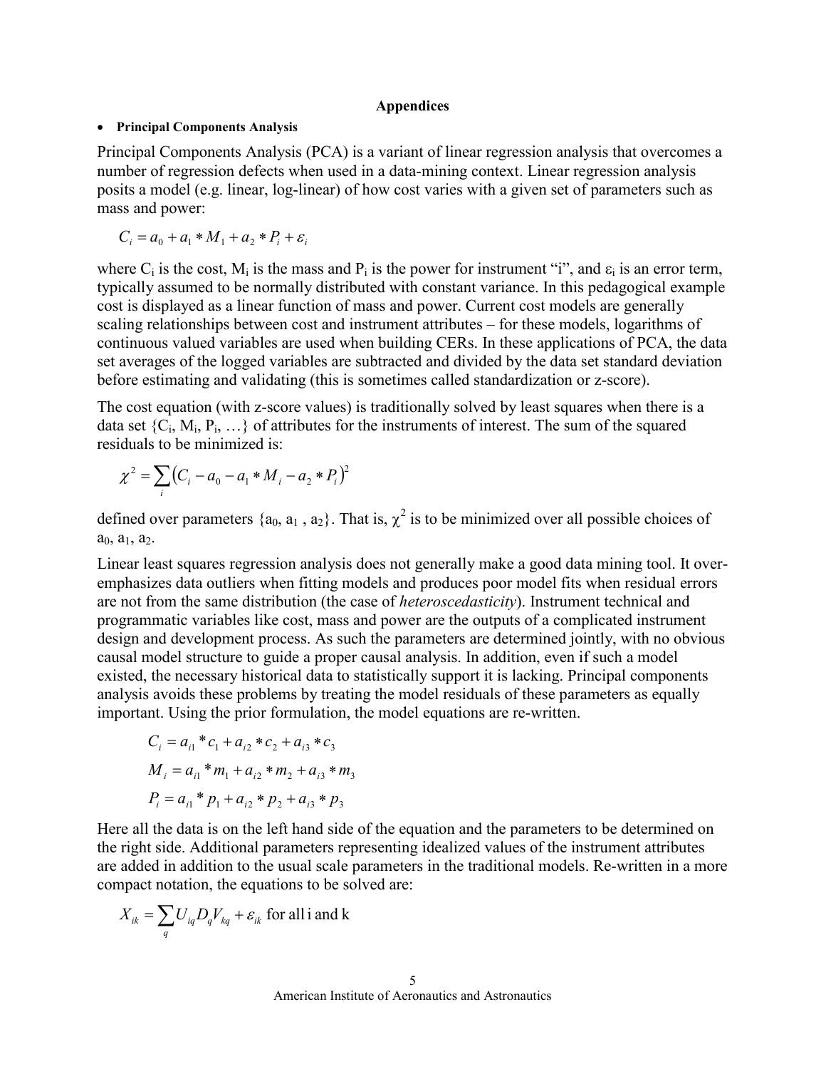**Appendices**

- **Principal Components Analysis**

Principal Components Analysis (PCA) is a variant of linear regression analysis that overcomes a number of regression defects when used in a data-mining context. Linear regression analysis posits a model (e.g. linear, log-linear) of how cost varies with a given set of parameters such as mass and power:

$$C_i = a_0 + a_1 * M_1 + a_2 * P_i + \varepsilon_i$$

where $C_i$ is the cost, $M_i$ is the mass and $P_i$ is the power for instrument "i", and $\varepsilon_i$ is an error term, typically assumed to be normally distributed with constant variance. In this pedagogical example cost is displayed as a linear function of mass and power. Current cost models are generally scaling relationships between cost and instrument attributes – for these models, logarithms of continuous valued variables are used when building CERs. In these applications of PCA, the data set averages of the logged variables are subtracted and divided by the data set standard deviation before estimating and validating (this is sometimes called standardization or z-score).

The cost equation (with z-score values) is traditionally solved by least squares when there is a data set $\{C_i, M_i, P_i, \ldots\}$ of attributes for the instruments of interest. The sum of the squared residuals to be minimized is:

$$\chi^2 = \sum_i \left(C_i - a_0 - a_1 * M_i - a_2 * P_i\right)^2$$

defined over parameters $\{a_0, a_1, a_2\}$. That is, $\chi^2$ is to be minimized over all possible choices of $a_0$, $a_1$, $a_2$.

Linear least squares regression analysis does not generally make a good data mining tool. It over-emphasizes data outliers when fitting models and produces poor model fits when residual errors are not from the same distribution (the case of *heteroscedasticity*). Instrument technical and programmatic variables like cost, mass and power are the outputs of a complicated instrument design and development process. As such the parameters are determined jointly, with no obvious causal model structure to guide a proper causal analysis. In addition, even if such a model existed, the necessary historical data to statistically support it is lacking. Principal components analysis avoids these problems by treating the model residuals of these parameters as equally important. Using the prior formulation, the model equations are re-written.

$$C_i = a_{i1} * c_1 + a_{i2} * c_2 + a_{i3} * c_3$$

$$M_i = a_{i1} * m_1 + a_{i2} * m_2 + a_{i3} * m_3$$

$$P_i = a_{i1} * p_1 + a_{i2} * p_2 + a_{i3} * p_3$$

Here all the data is on the left hand side of the equation and the parameters to be determined on the right side. Additional parameters representing idealized values of the instrument attributes are added in addition to the usual scale parameters in the traditional models. Re-written in a more compact notation, the equations to be solved are:

$$X_{ik} = \sum_q U_{iq} D_q V_{kq} + \varepsilon_{ik} \text{ for all i and k}$$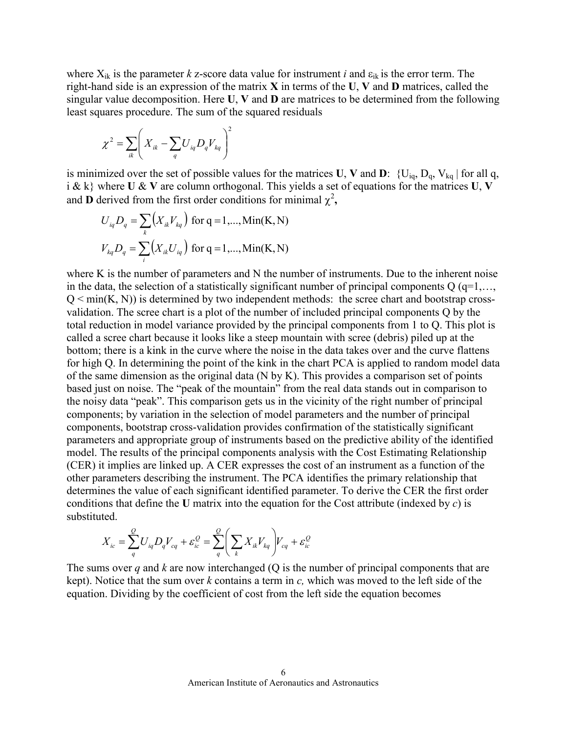where $X_{ik}$ is the parameter *k* z-score data value for instrument *i* and $\varepsilon_{ik}$ is the error term. The right-hand side is an expression of the matrix **X** in terms of the **U**, **V** and **D** matrices, called the singular value decomposition. Here **U**, **V** and **D** are matrices to be determined from the following least squares procedure. The sum of the squared residuals

$$\chi^2 = \sum_{ik} \left( X_{ik} - \sum_q U_{iq} D_q V_{kq} \right)^2$$

is minimized over the set of possible values for the matrices **U**, **V** and **D**: $\{U_{iq}, D_q, V_{kq} \mid \text{for all q, i \& k}\}$ where **U** & **V** are column orthogonal. This yields a set of equations for the matrices **U**, **V** and **D** derived from the first order conditions for minimal $\chi^2$,

$$U_{iq} D_q = \sum_k \left( X_{ik} V_{kq} \right) \text{ for q} = 1, \ldots, \text{Min(K, N)}$$

$$V_{kq} D_q = \sum_i \left( X_{ik} U_{iq} \right) \text{ for q} = 1, \ldots, \text{Min(K, N)}$$

where K is the number of parameters and N the number of instruments. Due to the inherent noise in the data, the selection of a statistically significant number of principal components Q (q=1,…, Q < min(K, N)) is determined by two independent methods: the scree chart and bootstrap cross-validation. The scree chart is a plot of the number of included principal components Q by the total reduction in model variance provided by the principal components from 1 to Q. This plot is called a scree chart because it looks like a steep mountain with scree (debris) piled up at the bottom; there is a kink in the curve where the noise in the data takes over and the curve flattens for high Q. In determining the point of the kink in the chart PCA is applied to random model data of the same dimension as the original data (N by K). This provides a comparison set of points based just on noise. The "peak of the mountain" from the real data stands out in comparison to the noisy data "peak". This comparison gets us in the vicinity of the right number of principal components; by variation in the selection of model parameters and the number of principal components, bootstrap cross-validation provides confirmation of the statistically significant parameters and appropriate group of instruments based on the predictive ability of the identified model. The results of the principal components analysis with the Cost Estimating Relationship (CER) it implies are linked up. A CER expresses the cost of an instrument as a function of the other parameters describing the instrument. The PCA identifies the primary relationship that determines the value of each significant identified parameter. To derive the CER the first order conditions that define the **U** matrix into the equation for the Cost attribute (indexed by *c*) is substituted.

$$X_{ic} = \sum_q^Q U_{iq} D_q V_{cq} + \varepsilon_{ic}^Q = \sum_q^Q \left( \sum_k X_{ik} V_{kq} \right) V_{cq} + \varepsilon_{ic}^Q$$

The sums over *q* and *k* are now interchanged (Q is the number of principal components that are kept). Notice that the sum over *k* contains a term in *c,* which was moved to the left side of the equation. Dividing by the coefficient of cost from the left side the equation becomes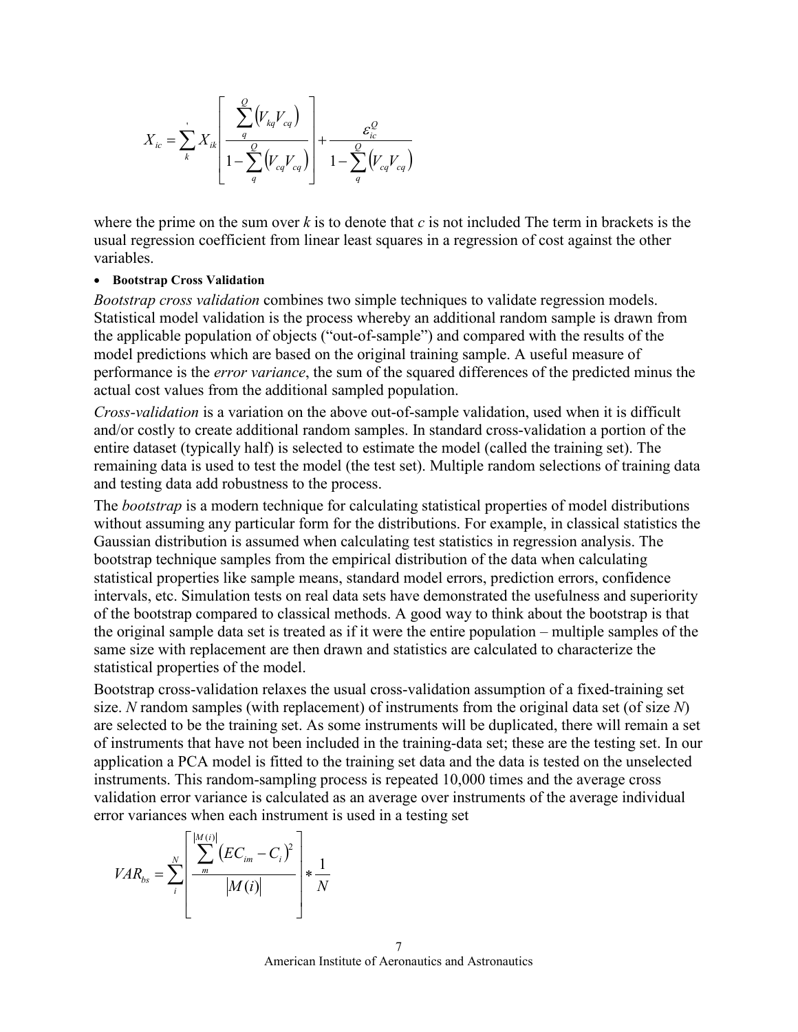$$X_{ic} = \sum_{k}^{'} X_{ik} \left[ \frac{\sum_{q}^{Q} \left( V_{kq} V_{cq} \right)}{1 - \sum_{q}^{Q} \left( V_{cq} V_{cq} \right)} \right] + \frac{\varepsilon_{ic}^{Q}}{1 - \sum_{q}^{Q} \left( V_{cq} V_{cq} \right)}$$

where the prime on the sum over $k$ is to denote that $c$ is not included The term in brackets is the usual regression coefficient from linear least squares in a regression of cost against the other variables.

- **Bootstrap Cross Validation**

*Bootstrap cross validation* combines two simple techniques to validate regression models. Statistical model validation is the process whereby an additional random sample is drawn from the applicable population of objects ("out-of-sample") and compared with the results of the model predictions which are based on the original training sample. A useful measure of performance is the *error variance*, the sum of the squared differences of the predicted minus the actual cost values from the additional sampled population.

*Cross-validation* is a variation on the above out-of-sample validation, used when it is difficult and/or costly to create additional random samples. In standard cross-validation a portion of the entire dataset (typically half) is selected to estimate the model (called the training set). The remaining data is used to test the model (the test set). Multiple random selections of training data and testing data add robustness to the process.

The *bootstrap* is a modern technique for calculating statistical properties of model distributions without assuming any particular form for the distributions. For example, in classical statistics the Gaussian distribution is assumed when calculating test statistics in regression analysis. The bootstrap technique samples from the empirical distribution of the data when calculating statistical properties like sample means, standard model errors, prediction errors, confidence intervals, etc. Simulation tests on real data sets have demonstrated the usefulness and superiority of the bootstrap compared to classical methods. A good way to think about the bootstrap is that the original sample data set is treated as if it were the entire population – multiple samples of the same size with replacement are then drawn and statistics are calculated to characterize the statistical properties of the model.

Bootstrap cross-validation relaxes the usual cross-validation assumption of a fixed-training set size. $N$ random samples (with replacement) of instruments from the original data set (of size $N$) are selected to be the training set. As some instruments will be duplicated, there will remain a set of instruments that have not been included in the training-data set; these are the testing set. In our application a PCA model is fitted to the training set data and the data is tested on the unselected instruments. This random-sampling process is repeated 10,000 times and the average cross validation error variance is calculated as an average over instruments of the average individual error variances when each instrument is used in a testing set

$$VAR_{bs} = \sum_{i}^{N} \left[ \frac{\sum_{m}^{|M(i)|} \left( EC_{im} - C_i \right)^2}{|M(i)|} \right] * \frac{1}{N}$$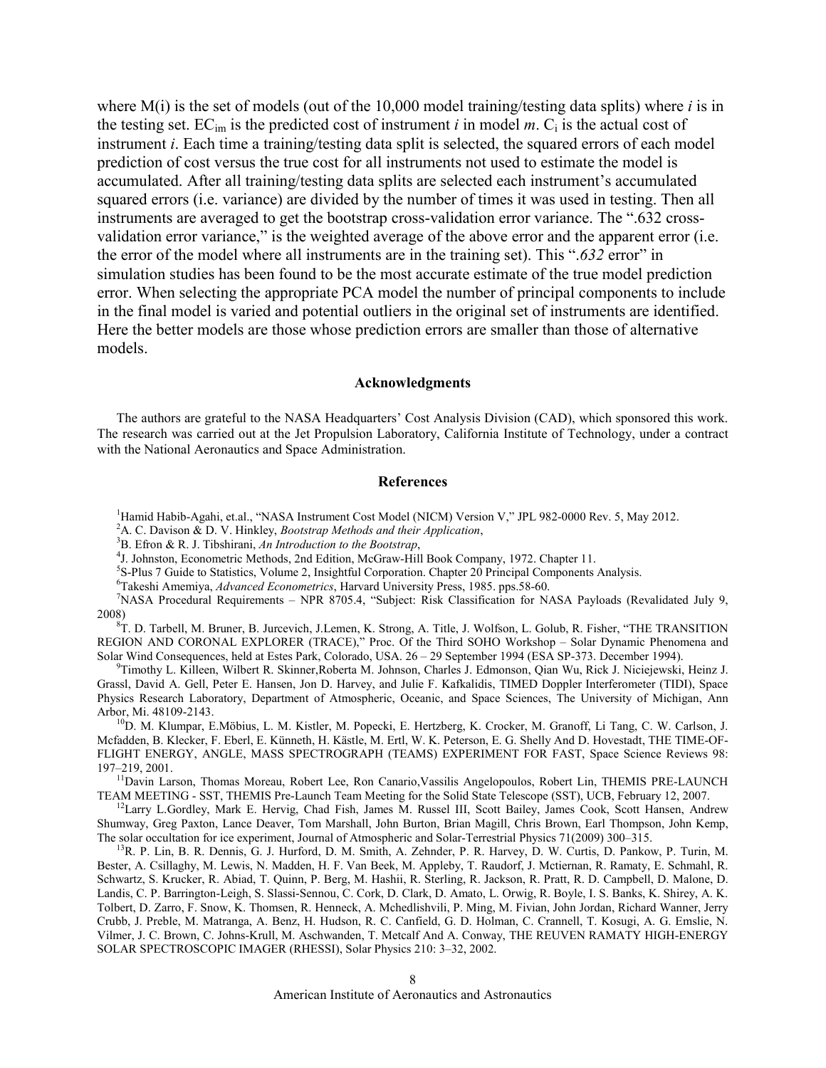where M(i) is the set of models (out of the 10,000 model training/testing data splits) where $i$ is in the testing set. $EC_{im}$ is the predicted cost of instrument $i$ in model $m$. $C_i$ is the actual cost of instrument $i$. Each time a training/testing data split is selected, the squared errors of each model prediction of cost versus the true cost for all instruments not used to estimate the model is accumulated. After all training/testing data splits are selected each instrument's accumulated squared errors (i.e. variance) are divided by the number of times it was used in testing. Then all instruments are averaged to get the bootstrap cross-validation error variance. The ".632 cross-validation error variance," is the weighted average of the above error and the apparent error (i.e. the error of the model where all instruments are in the training set). This "*.632* error" in simulation studies has been found to be the most accurate estimate of the true model prediction error. When selecting the appropriate PCA model the number of principal components to include in the final model is varied and potential outliers in the original set of instruments are identified. Here the better models are those whose prediction errors are smaller than those of alternative models.

## Acknowledgments

The authors are grateful to the NASA Headquarters' Cost Analysis Division (CAD), which sponsored this work. The research was carried out at the Jet Propulsion Laboratory, California Institute of Technology, under a contract with the National Aeronautics and Space Administration.

## References

[1]Hamid Habib-Agahi, et.al., "NASA Instrument Cost Model (NICM) Version V," JPL 982-0000 Rev. 5, May 2012.

[2]A. C. Davison & D. V. Hinkley, *Bootstrap Methods and their Application*,

[3]B. Efron & R. J. Tibshirani, *An Introduction to the Bootstrap*,

[4]J. Johnston, Econometric Methods, 2nd Edition, McGraw-Hill Book Company, 1972. Chapter 11.

[5]S-Plus 7 Guide to Statistics, Volume 2, Insightful Corporation. Chapter 20 Principal Components Analysis.

[6]Takeshi Amemiya, *Advanced Econometrics*, Harvard University Press, 1985. pps.58-60.

[7]NASA Procedural Requirements – NPR 8705.4, "Subject: Risk Classification for NASA Payloads (Revalidated July 9, 2008)

[8]T. D. Tarbell, M. Bruner, B. Jurcevich, J.Lemen, K. Strong, A. Title, J. Wolfson, L. Golub, R. Fisher, "THE TRANSITION REGION AND CORONAL EXPLORER (TRACE)," Proc. Of the Third SOHO Workshop – Solar Dynamic Phenomena and Solar Wind Consequences, held at Estes Park, Colorado, USA. 26 – 29 September 1994 (ESA SP-373. December 1994).

[9]Timothy L. Killeen, Wilbert R. Skinner,Roberta M. Johnson, Charles J. Edmonson, Qian Wu, Rick J. Niciejewski, Heinz J. Grassl, David A. Gell, Peter E. Hansen, Jon D. Harvey, and Julie F. Kafkalidis, TIMED Doppler Interferometer (TIDI), Space Physics Research Laboratory, Department of Atmospheric, Oceanic, and Space Sciences, The University of Michigan, Ann Arbor, Mi. 48109-2143.

[10]D. M. Klumpar, E.Möbius, L. M. Kistler, M. Popecki, E. Hertzberg, K. Crocker, M. Granoff, Li Tang, C. W. Carlson, J. Mcfadden, B. Klecker, F. Eberl, E. Künneth, H. Kästle, M. Ertl, W. K. Peterson, E. G. Shelly And D. Hovestadt, THE TIME-OF-FLIGHT ENERGY, ANGLE, MASS SPECTROGRAPH (TEAMS) EXPERIMENT FOR FAST, Space Science Reviews 98: 197–219, 2001.

[11]Davin Larson, Thomas Moreau, Robert Lee, Ron Canario,Vassilis Angelopoulos, Robert Lin, THEMIS PRE-LAUNCH TEAM MEETING - SST, THEMIS Pre-Launch Team Meeting for the Solid State Telescope (SST), UCB, February 12, 2007.

[12]Larry L.Gordley, Mark E. Hervig, Chad Fish, James M. Russel III, Scott Bailey, James Cook, Scott Hansen, Andrew Shumway, Greg Paxton, Lance Deaver, Tom Marshall, John Burton, Brian Magill, Chris Brown, Earl Thompson, John Kemp, The solar occultation for ice experiment, Journal of Atmospheric and Solar-Terrestrial Physics 71(2009) 300–315.

[13]R. P. Lin, B. R. Dennis, G. J. Hurford, D. M. Smith, A. Zehnder, P. R. Harvey, D. W. Curtis, D. Pankow, P. Turin, M. Bester, A. Csillaghy, M. Lewis, N. Madden, H. F. Van Beek, M. Appleby, T. Raudorf, J. Mctiernan, R. Ramaty, E. Schmahl, R. Schwartz, S. Krucker, R. Abiad, T. Quinn, P. Berg, M. Hashii, R. Sterling, R. Jackson, R. Pratt, R. D. Campbell, D. Malone, D. Landis, C. P. Barrington-Leigh, S. Slassi-Sennou, C. Cork, D. Clark, D. Amato, L. Orwig, R. Boyle, I. S. Banks, K. Shirey, A. K. Tolbert, D. Zarro, F. Snow, K. Thomsen, R. Henneck, A. Mchedlishvili, P. Ming, M. Fivian, John Jordan, Richard Wanner, Jerry Crubb, J. Preble, M. Matranga, A. Benz, H. Hudson, R. C. Canfield, G. D. Holman, C. Crannell, T. Kosugi, A. G. Emslie, N. Vilmer, J. C. Brown, C. Johns-Krull, M. Aschwanden, T. Metcalf And A. Conway, THE REUVEN RAMATY HIGH-ENERGY SOLAR SPECTROSCOPIC IMAGER (RHESSI), Solar Physics 210: 3–32, 2002.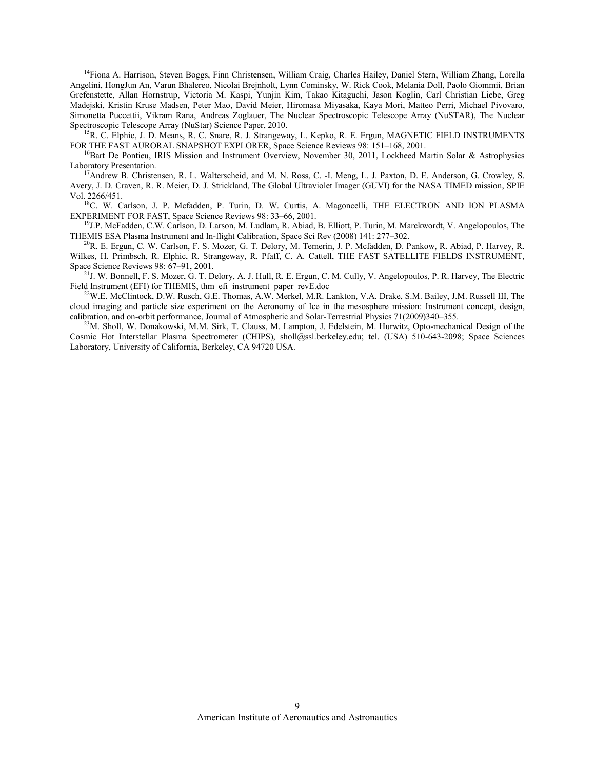[14]Fiona A. Harrison, Steven Boggs, Finn Christensen, William Craig, Charles Hailey, Daniel Stern, William Zhang, Lorella Angelini, HongJun An, Varun Bhalereo, Nicolai Brejnholt, Lynn Cominsky, W. Rick Cook, Melania Doll, Paolo Giommii, Brian Grefenstette, Allan Hornstrup, Victoria M. Kaspi, Yunjin Kim, Takao Kitaguchi, Jason Koglin, Carl Christian Liebe, Greg Madejski, Kristin Kruse Madsen, Peter Mao, David Meier, Hiromasa Miyasaka, Kaya Mori, Matteo Perri, Michael Pivovaro, Simonetta Puccettii, Vikram Rana, Andreas Zoglauer, The Nuclear Spectroscopic Telescope Array (NuSTAR), The Nuclear Spectroscopic Telescope Array (NuStar) Science Paper, 2010.

[15]R. C. Elphic, J. D. Means, R. C. Snare, R. J. Strangeway, L. Kepko, R. E. Ergun, MAGNETIC FIELD INSTRUMENTS FOR THE FAST AURORAL SNAPSHOT EXPLORER, Space Science Reviews 98: 151–168, 2001.

[16]Bart De Pontieu, IRIS Mission and Instrument Overview, November 30, 2011, Lockheed Martin Solar & Astrophysics Laboratory Presentation.

[17]Andrew B. Christensen, R. L. Walterscheid, and M. N. Ross, C. -I. Meng, L. J. Paxton, D. E. Anderson, G. Crowley, S. Avery, J. D. Craven, R. R. Meier, D. J. Strickland, The Global Ultraviolet Imager (GUVI) for the NASA TIMED mission, SPIE Vol. 2266/451.

[18]C. W. Carlson, J. P. Mcfadden, P. Turin, D. W. Curtis, A. Magoncelli, THE ELECTRON AND ION PLASMA EXPERIMENT FOR FAST, Space Science Reviews 98: 33–66, 2001.

[19]J.P. McFadden, C.W. Carlson, D. Larson, M. Ludlam, R. Abiad, B. Elliott, P. Turin, M. Marckwordt, V. Angelopoulos, The THEMIS ESA Plasma Instrument and In-flight Calibration, Space Sci Rev (2008) 141: 277–302.

[20]R. E. Ergun, C. W. Carlson, F. S. Mozer, G. T. Delory, M. Temerin, J. P. Mcfadden, D. Pankow, R. Abiad, P. Harvey, R. Wilkes, H. Primbsch, R. Elphic, R. Strangeway, R. Pfaff, C. A. Cattell, THE FAST SATELLITE FIELDS INSTRUMENT, Space Science Reviews 98: 67–91, 2001.

[21]J. W. Bonnell, F. S. Mozer, G. T. Delory, A. J. Hull, R. E. Ergun, C. M. Cully, V. Angelopoulos, P. R. Harvey, The Electric Field Instrument (EFI) for THEMIS, thm_efi_instrument_paper_revE.doc

[22]W.E. McClintock, D.W. Rusch, G.E. Thomas, A.W. Merkel, M.R. Lankton, V.A. Drake, S.M. Bailey, J.M. Russell III, The cloud imaging and particle size experiment on the Aeronomy of Ice in the mesosphere mission: Instrument concept, design, calibration, and on-orbit performance, Journal of Atmospheric and Solar-Terrestrial Physics 71(2009)340–355.

[23]M. Sholl, W. Donakowski, M.M. Sirk, T. Clauss, M. Lampton, J. Edelstein, M. Hurwitz, Opto-mechanical Design of the Cosmic Hot Interstellar Plasma Spectrometer (CHIPS), sholl@ssl.berkeley.edu; tel. (USA) 510-643-2098; Space Sciences Laboratory, University of California, Berkeley, CA 94720 USA.